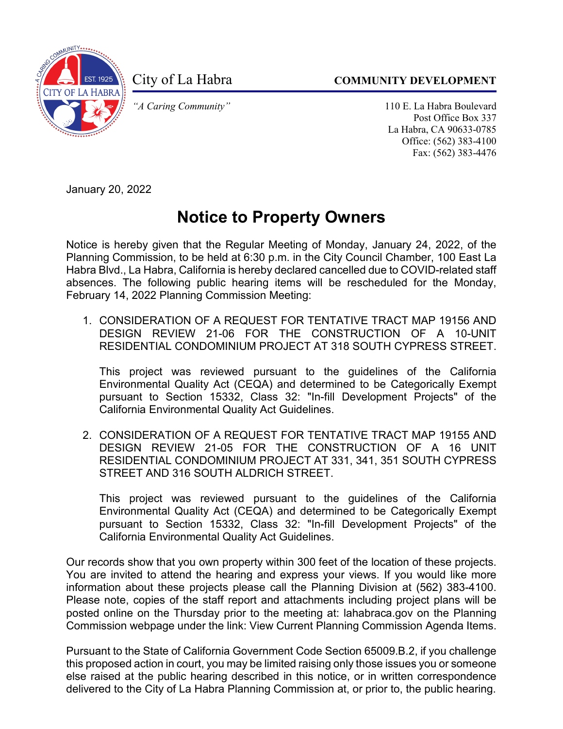City of La Habra

**COMMUNITY DEVELOPMENT**

*"A Caring Community"*

110 E. La Habra Boulevard
Post Office Box 337
La Habra, CA 90633-0785
Office: (562) 383-4100
Fax: (562) 383-4476

January 20, 2022

# Notice to Property Owners

Notice is hereby given that the Regular Meeting of Monday, January 24, 2022, of the Planning Commission, to be held at 6:30 p.m. in the City Council Chamber, 100 East La Habra Blvd., La Habra, California is hereby declared cancelled due to COVID-related staff absences. The following public hearing items will be rescheduled for the Monday, February 14, 2022 Planning Commission Meeting:

1. CONSIDERATION OF A REQUEST FOR TENTATIVE TRACT MAP 19156 AND DESIGN REVIEW 21-06 FOR THE CONSTRUCTION OF A 10-UNIT RESIDENTIAL CONDOMINIUM PROJECT AT 318 SOUTH CYPRESS STREET.

   This project was reviewed pursuant to the guidelines of the California Environmental Quality Act (CEQA) and determined to be Categorically Exempt pursuant to Section 15332, Class 32: "In-fill Development Projects" of the California Environmental Quality Act Guidelines.

2. CONSIDERATION OF A REQUEST FOR TENTATIVE TRACT MAP 19155 AND DESIGN REVIEW 21-05 FOR THE CONSTRUCTION OF A 16 UNIT RESIDENTIAL CONDOMINIUM PROJECT AT 331, 341, 351 SOUTH CYPRESS STREET AND 316 SOUTH ALDRICH STREET.

   This project was reviewed pursuant to the guidelines of the California Environmental Quality Act (CEQA) and determined to be Categorically Exempt pursuant to Section 15332, Class 32: "In-fill Development Projects" of the California Environmental Quality Act Guidelines.

Our records show that you own property within 300 feet of the location of these projects. You are invited to attend the hearing and express your views. If you would like more information about these projects please call the Planning Division at (562) 383-4100. Please note, copies of the staff report and attachments including project plans will be posted online on the Thursday prior to the meeting at: lahabraca.gov on the Planning Commission webpage under the link: View Current Planning Commission Agenda Items.

Pursuant to the State of California Government Code Section 65009.B.2, if you challenge this proposed action in court, you may be limited raising only those issues you or someone else raised at the public hearing described in this notice, or in written correspondence delivered to the City of La Habra Planning Commission at, or prior to, the public hearing.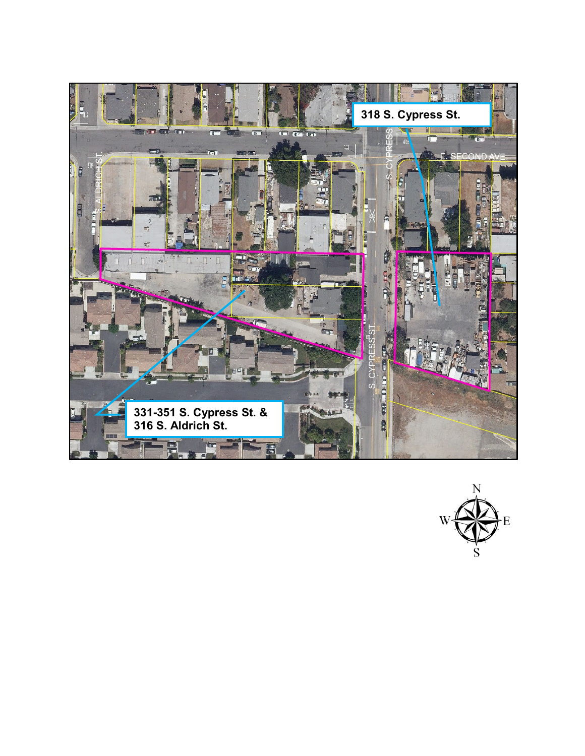318 S. Cypress St.

E. SECOND AVE.

S. CYPRESS

S. ALDRICH ST.

S. CYPRESS ST

331-351 S. Cypress St. &
316 S. Aldrich St.

N

W

E

S